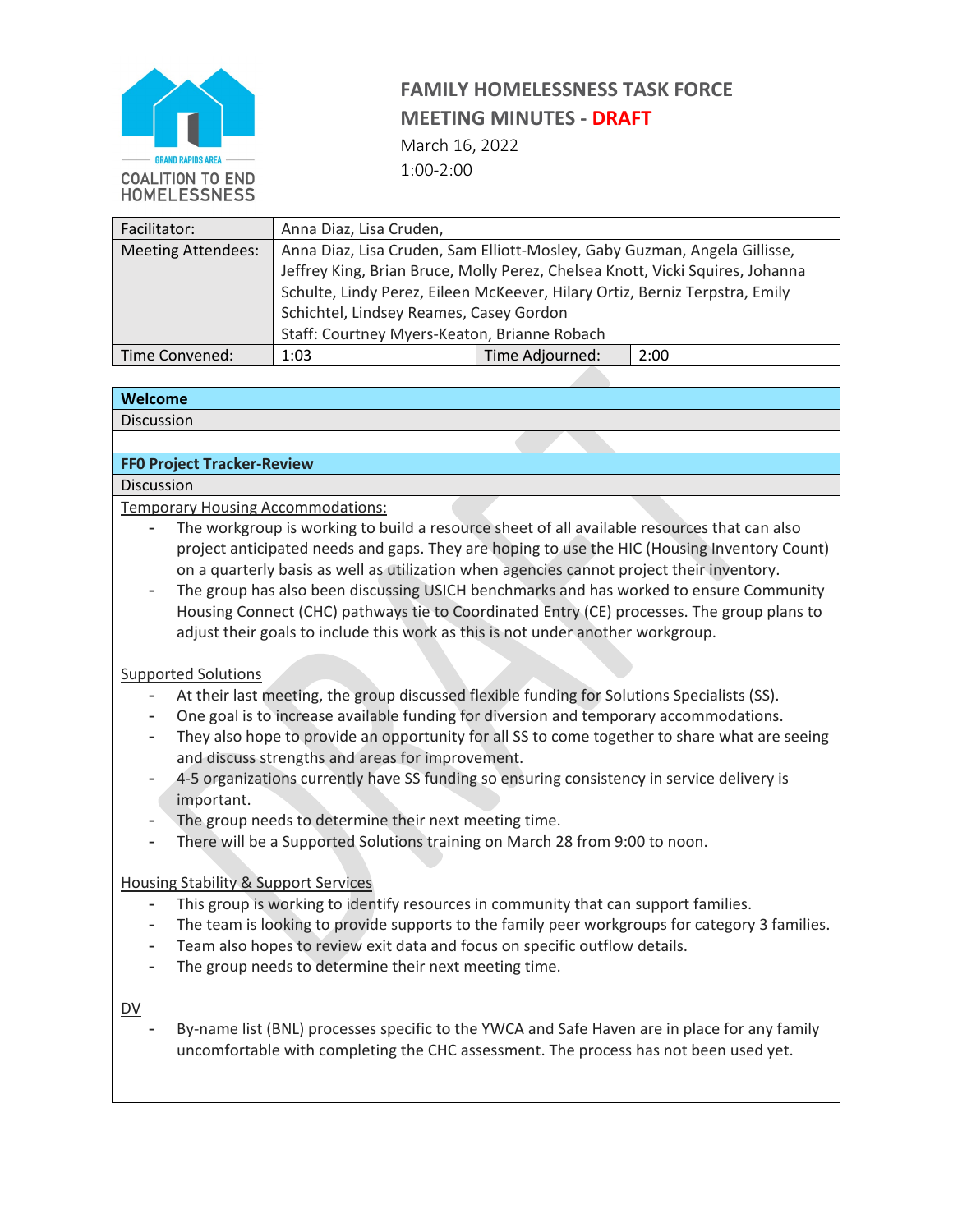GRAND RAPIDS AREA COALITION TO END HOMELESSNESS

# FAMILY HOMELESSNESS TASK FORCE MEETING MINUTES - DRAFT

March 16, 2022

1:00-2:00

| Facilitator: | Anna Diaz, Lisa Cruden, | | |
|---|---|---|---|
| Meeting Attendees: | Anna Diaz, Lisa Cruden, Sam Elliott-Mosley, Gaby Guzman, Angela Gillisse, Jeffrey King, Brian Bruce, Molly Perez, Chelsea Knott, Vicki Squires, Johanna Schulte, Lindy Perez, Eileen McKeever, Hilary Ortiz, Berniz Terpstra, Emily Schichtel, Lindsey Reames, Casey Gordon<br>Staff: Courtney Myers-Keaton, Brianne Robach | | |
| Time Convened: | 1:03 | Time Adjourned: | 2:00 |

## Welcome

Discussion

## FF0 Project Tracker-Review

Discussion

Temporary Housing Accommodations:

- The workgroup is working to build a resource sheet of all available resources that can also project anticipated needs and gaps. They are hoping to use the HIC (Housing Inventory Count) on a quarterly basis as well as utilization when agencies cannot project their inventory.
- The group has also been discussing USICH benchmarks and has worked to ensure Community Housing Connect (CHC) pathways tie to Coordinated Entry (CE) processes. The group plans to adjust their goals to include this work as this is not under another workgroup.

Supported Solutions

- At their last meeting, the group discussed flexible funding for Solutions Specialists (SS).
- One goal is to increase available funding for diversion and temporary accommodations.
- They also hope to provide an opportunity for all SS to come together to share what are seeing and discuss strengths and areas for improvement.
- 4-5 organizations currently have SS funding so ensuring consistency in service delivery is important.
- The group needs to determine their next meeting time.
- There will be a Supported Solutions training on March 28 from 9:00 to noon.

Housing Stability & Support Services

- This group is working to identify resources in community that can support families.
- The team is looking to provide supports to the family peer workgroups for category 3 families.
- Team also hopes to review exit data and focus on specific outflow details.
- The group needs to determine their next meeting time.

DV

- By-name list (BNL) processes specific to the YWCA and Safe Haven are in place for any family uncomfortable with completing the CHC assessment. The process has not been used yet.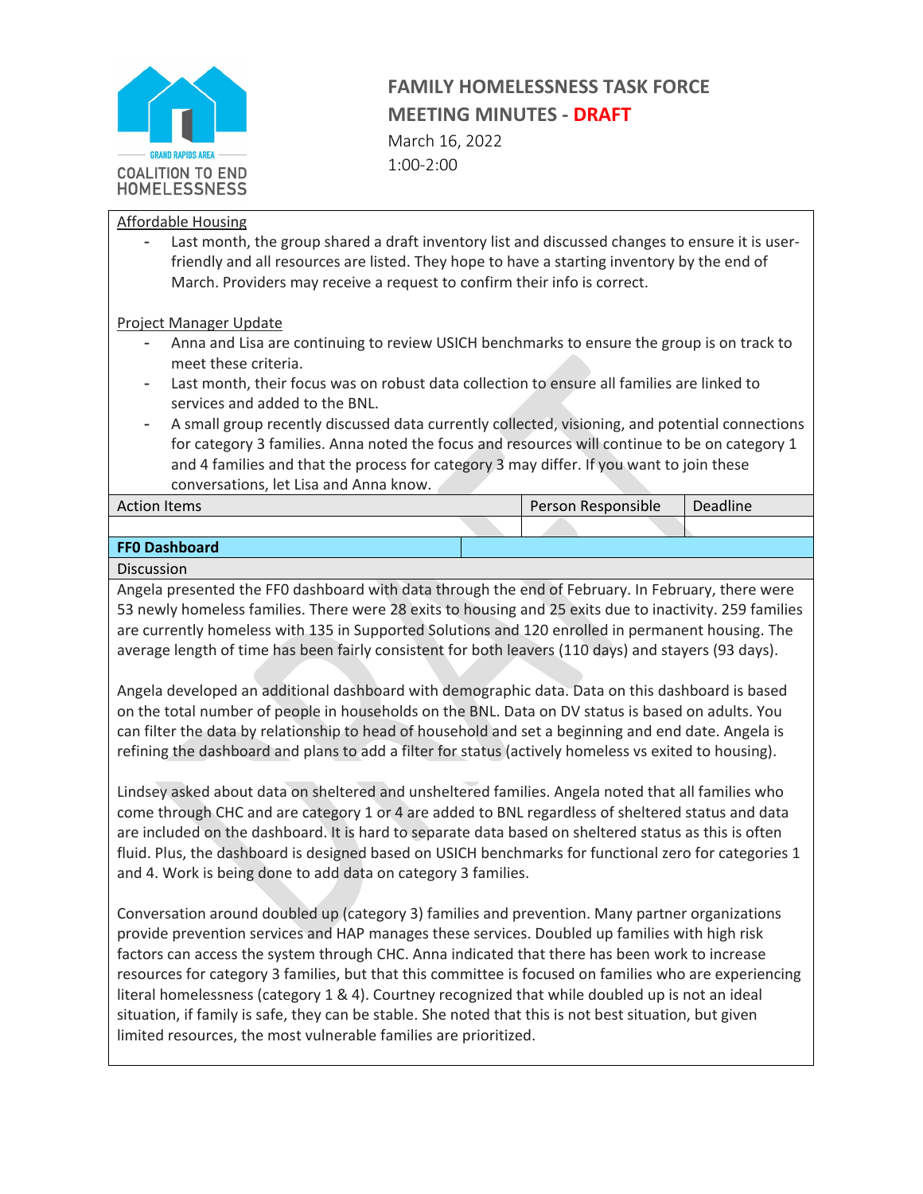# FAMILY HOMELESSNESS TASK FORCE
## MEETING MINUTES - DRAFT

March 16, 2022
1:00-2:00

Affordable Housing

- Last month, the group shared a draft inventory list and discussed changes to ensure it is user-friendly and all resources are listed. They hope to have a starting inventory by the end of March. Providers may receive a request to confirm their info is correct.

Project Manager Update

- Anna and Lisa are continuing to review USICH benchmarks to ensure the group is on track to meet these criteria.
- Last month, their focus was on robust data collection to ensure all families are linked to services and added to the BNL.
- A small group recently discussed data currently collected, visioning, and potential connections for category 3 families. Anna noted the focus and resources will continue to be on category 1 and 4 families and that the process for category 3 may differ. If you want to join these conversations, let Lisa and Anna know.

| Action Items | Person Responsible | Deadline |
| --- | --- | --- |
| | | |

**FF0 Dashboard**

Discussion

Angela presented the FF0 dashboard with data through the end of February. In February, there were 53 newly homeless families. There were 28 exits to housing and 25 exits due to inactivity. 259 families are currently homeless with 135 in Supported Solutions and 120 enrolled in permanent housing. The average length of time has been fairly consistent for both leavers (110 days) and stayers (93 days).

Angela developed an additional dashboard with demographic data. Data on this dashboard is based on the total number of people in households on the BNL. Data on DV status is based on adults. You can filter the data by relationship to head of household and set a beginning and end date. Angela is refining the dashboard and plans to add a filter for status (actively homeless vs exited to housing).

Lindsey asked about data on sheltered and unsheltered families. Angela noted that all families who come through CHC and are category 1 or 4 are added to BNL regardless of sheltered status and data are included on the dashboard. It is hard to separate data based on sheltered status as this is often fluid. Plus, the dashboard is designed based on USICH benchmarks for functional zero for categories 1 and 4. Work is being done to add data on category 3 families.

Conversation around doubled up (category 3) families and prevention. Many partner organizations provide prevention services and HAP manages these services. Doubled up families with high risk factors can access the system through CHC. Anna indicated that there has been work to increase resources for category 3 families, but that this committee is focused on families who are experiencing literal homelessness (category 1 & 4). Courtney recognized that while doubled up is not an ideal situation, if family is safe, they can be stable. She noted that this is not best situation, but given limited resources, the most vulnerable families are prioritized.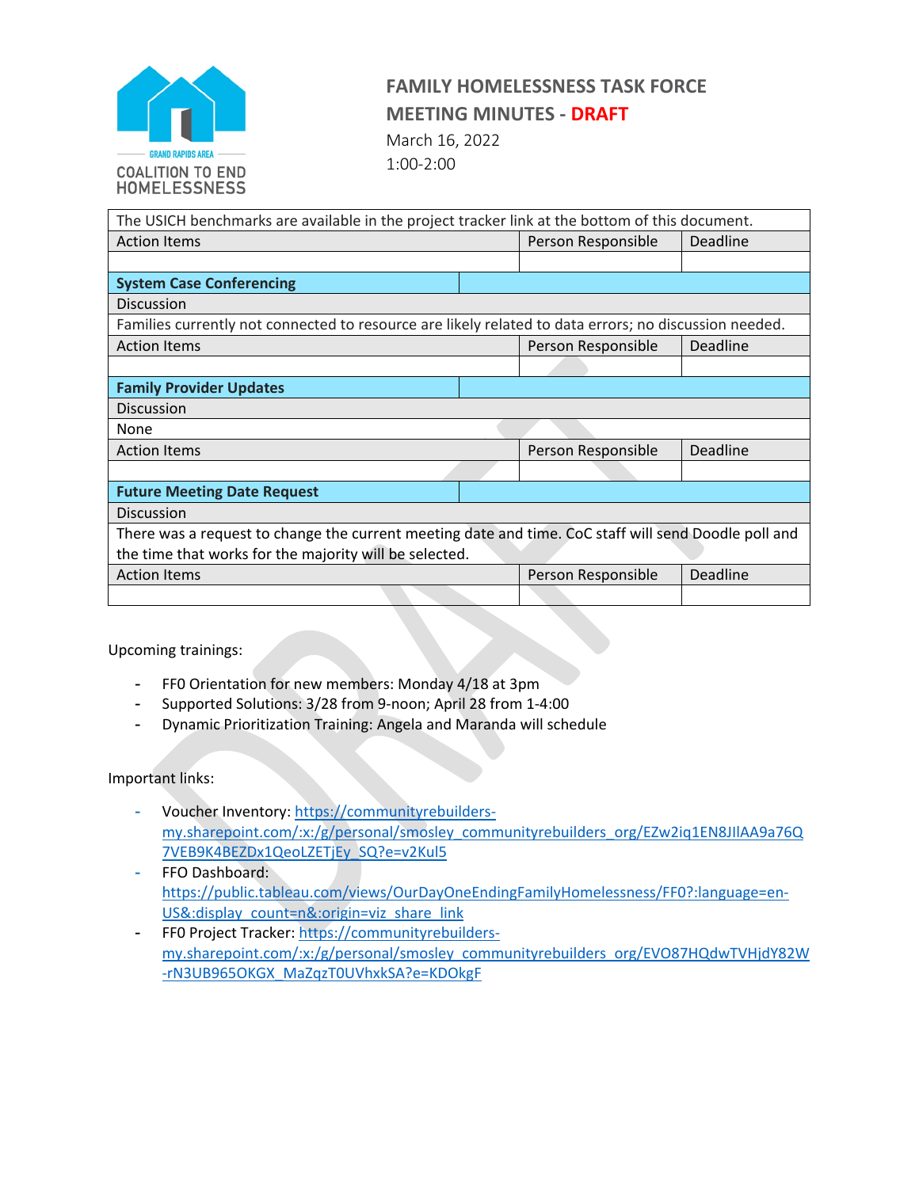# FAMILY HOMELESSNESS TASK FORCE

## MEETING MINUTES - DRAFT

March 16, 2022

1:00-2:00

| | | |
|---|---|---|
| The USICH benchmarks are available in the project tracker link at the bottom of this document. | | |
| Action Items | Person Responsible | Deadline |
| | | |
| **System Case Conferencing** | | |
| Discussion | | |
| Families currently not connected to resource are likely related to data errors; no discussion needed. | | |
| Action Items | Person Responsible | Deadline |
| | | |
| **Family Provider Updates** | | |
| Discussion | | |
| None | | |
| Action Items | Person Responsible | Deadline |
| | | |
| **Future Meeting Date Request** | | |
| Discussion | | |
| There was a request to change the current meeting date and time. CoC staff will send Doodle poll and the time that works for the majority will be selected. | | |
| Action Items | Person Responsible | Deadline |
| | | |

Upcoming trainings:

- FF0 Orientation for new members: Monday 4/18 at 3pm
- Supported Solutions: 3/28 from 9-noon; April 28 from 1-4:00
- Dynamic Prioritization Training: Angela and Maranda will schedule

Important links:

- Voucher Inventory: https://communityrebuilders-my.sharepoint.com/:x:/g/personal/smosley_communityrebuilders_org/EZw2iq1EN8JIlAA9a76Q7VEB9K4BEZDx1QeoLZETjEy_SQ?e=v2Kul5
- FFO Dashboard: https://public.tableau.com/views/OurDayOneEndingFamilyHomelessness/FF0?:language=en-US&:display_count=n&:origin=viz_share_link
- FF0 Project Tracker: https://communityrebuilders-my.sharepoint.com/:x:/g/personal/smosley_communityrebuilders_org/EVO87HQdwTVHjdY82W-rN3UB965OKGX_MaZqzT0UVhxkSA?e=KDOkgF